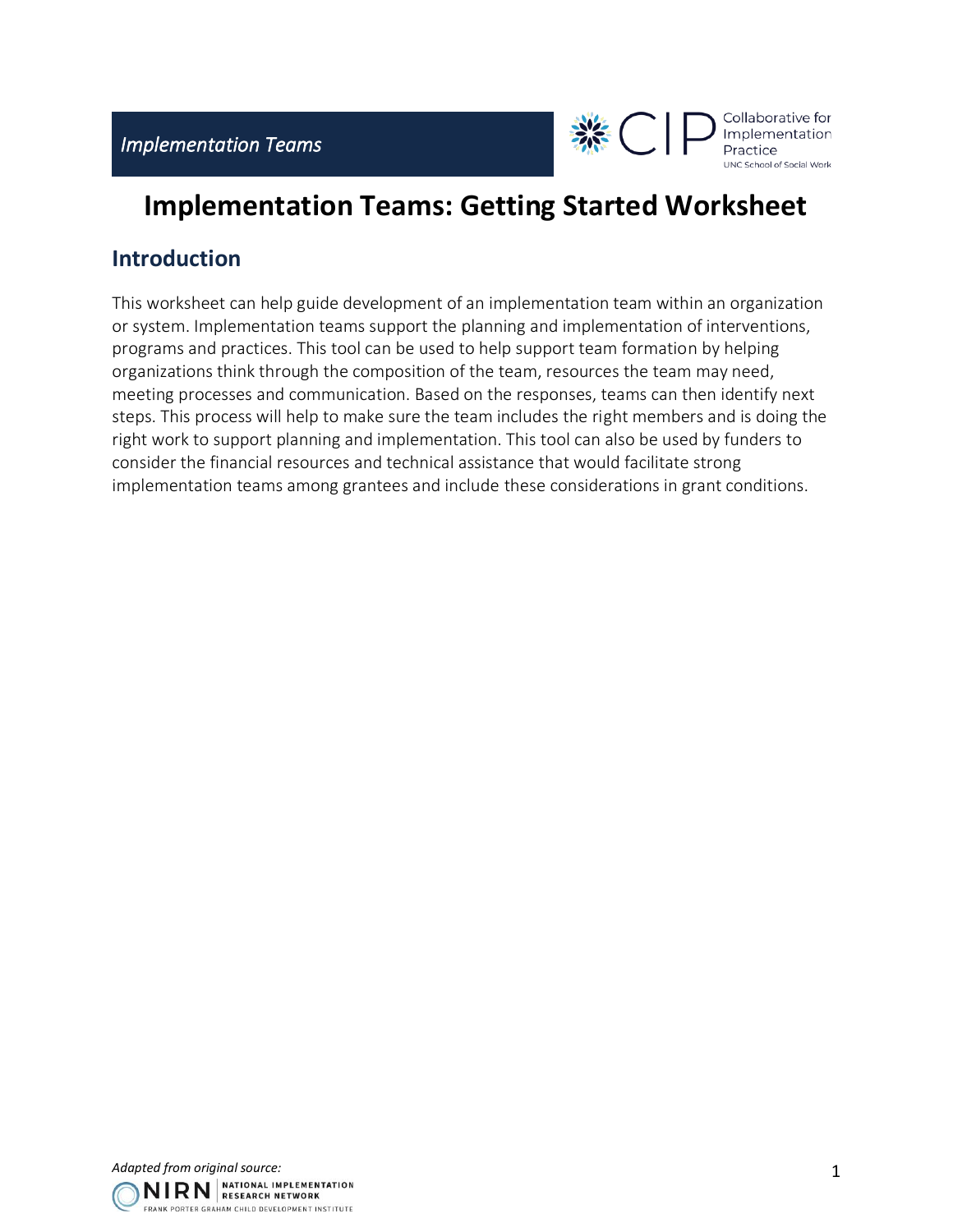# Implementation Teams: Getting Started Worksheet

## Introduction

This worksheet can help guide development of an implementation team within an organization or system. Implementation teams support the planning and implementation of interventions, programs and practices. This tool can be used to help support team formation by helping organizations think through the composition of the team, resources the team may need, meeting processes and communication. Based on the responses, teams can then identify next steps. This process will help to make sure the team includes the right members and is doing the right work to support planning and implementation. This tool can also be used by funders to consider the financial resources and technical assistance that would facilitate strong implementation teams among grantees and include these considerations in grant conditions.

*Adapted from original source:*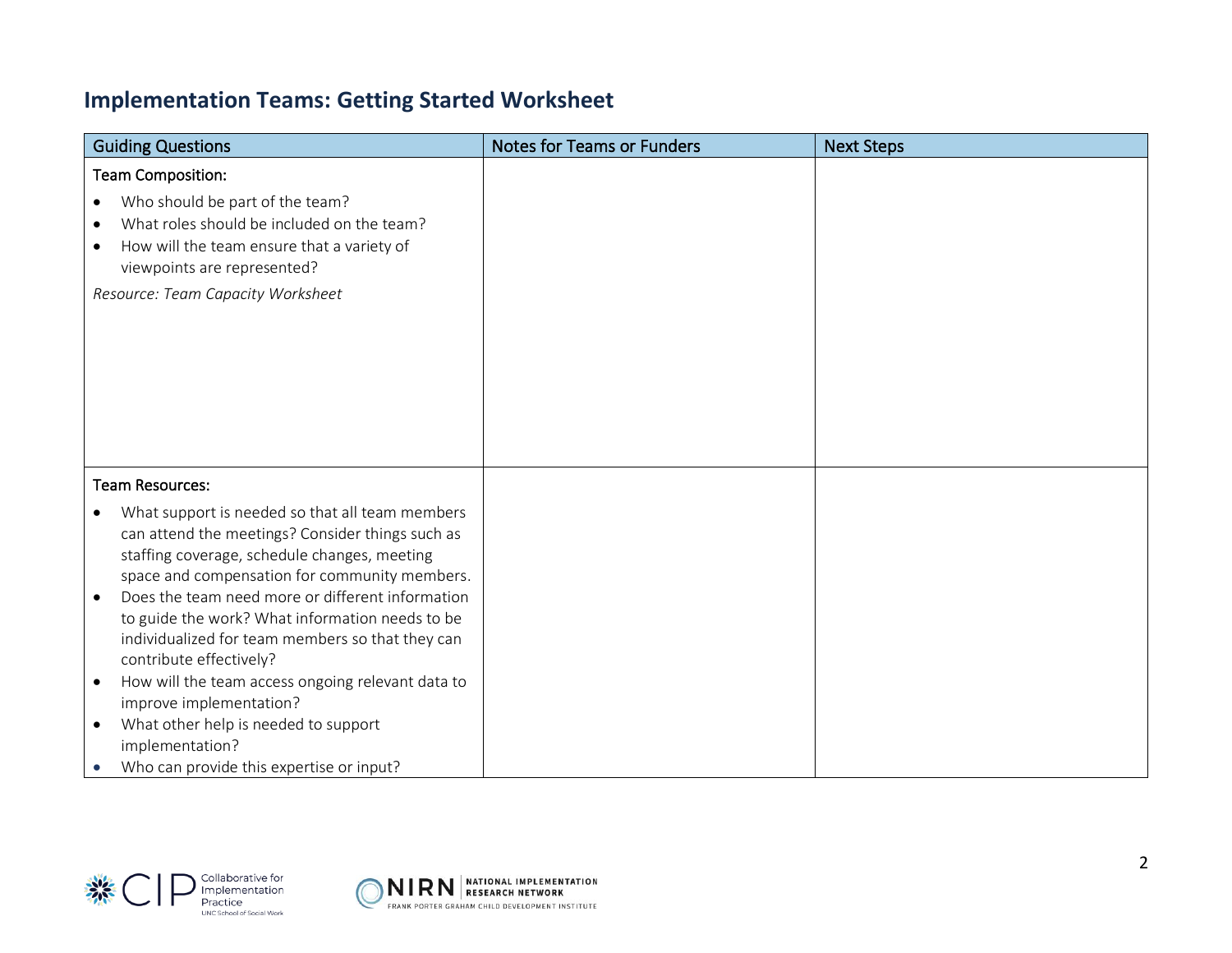## Implementation Teams: Getting Started Worksheet

| Guiding Questions | Notes for Teams or Funders | Next Steps |
|---|---|---|
| Team Composition:<br>• Who should be part of the team?<br>• What roles should be included on the team?<br>• How will the team ensure that a variety of viewpoints are represented?<br>*Resource: Team Capacity Worksheet* | | |
| Team Resources:<br>• What support is needed so that all team members can attend the meetings? Consider things such as staffing coverage, schedule changes, meeting space and compensation for community members.<br>• Does the team need more or different information to guide the work? What information needs to be individualized for team members so that they can contribute effectively?<br>• How will the team access ongoing relevant data to improve implementation?<br>• What other help is needed to support implementation?<br>• Who can provide this expertise or input? | | |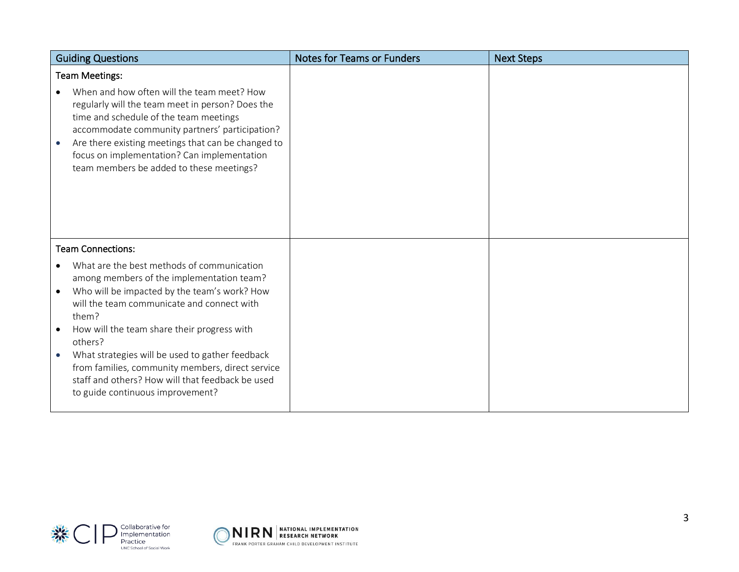| Guiding Questions | Notes for Teams or Funders | Next Steps |
|---|---|---|
| Team Meetings:<br>• When and how often will the team meet? How regularly will the team meet in person? Does the time and schedule of the team meetings accommodate community partners' participation?<br>• Are there existing meetings that can be changed to focus on implementation? Can implementation team members be added to these meetings? | | |
| Team Connections:<br>• What are the best methods of communication among members of the implementation team?<br>• Who will be impacted by the team's work? How will the team communicate and connect with them?<br>• How will the team share their progress with others?<br>• What strategies will be used to gather feedback from families, community members, direct service staff and others? How will that feedback be used to guide continuous improvement? | | |